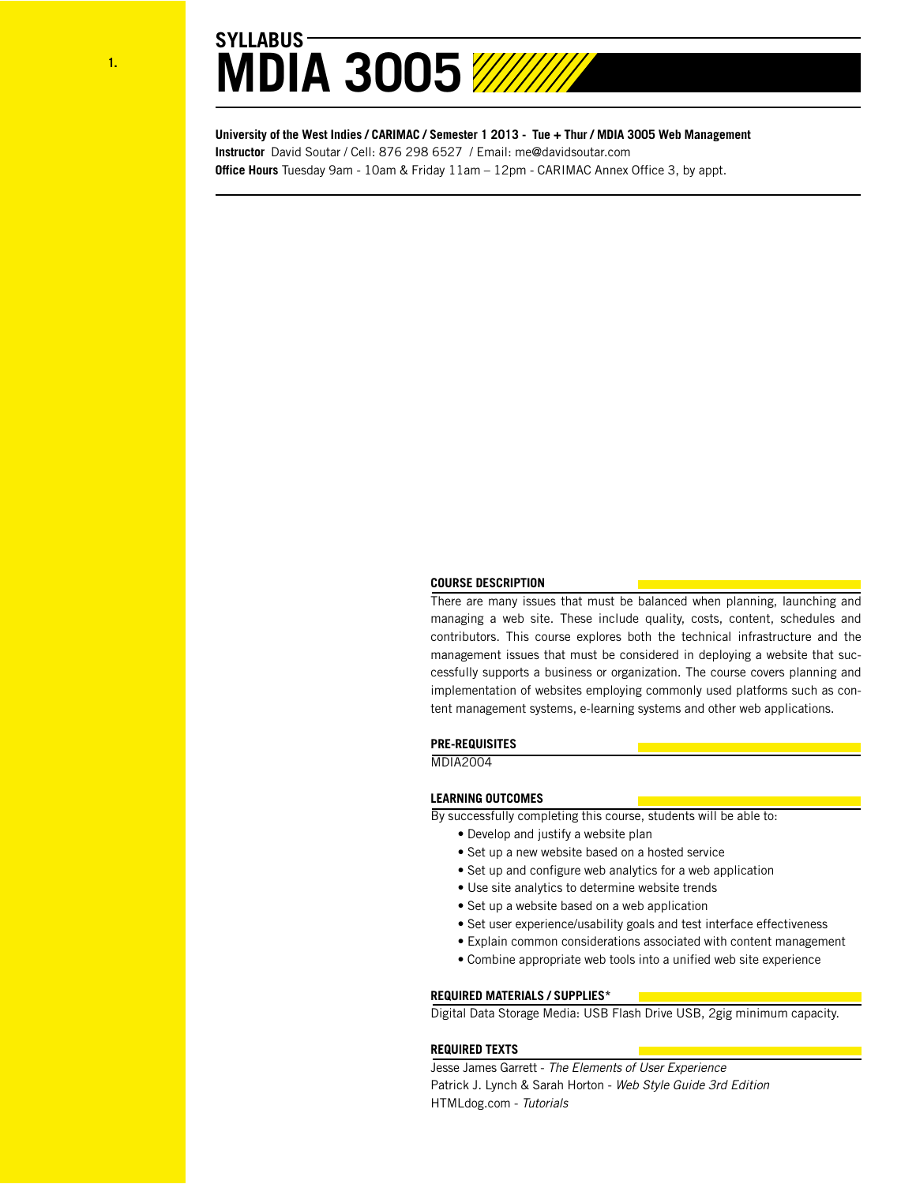# SYLLABUS
# MDIA 3005

**University of the West Indies / CARIMAC / Semester 1 2013 - Tue + Thur / MDIA 3005 Web Management**
**Instructor** David Soutar / Cell: 876 298 6527 / Email: me@davidsoutar.com
**Office Hours** Tuesday 9am - 10am & Friday 11am – 12pm - CARIMAC Annex Office 3, by appt.

## COURSE DESCRIPTION

There are many issues that must be balanced when planning, launching and managing a web site. These include quality, costs, content, schedules and contributors. This course explores both the technical infrastructure and the management issues that must be considered in deploying a website that successfully supports a business or organization. The course covers planning and implementation of websites employing commonly used platforms such as content management systems, e-learning systems and other web applications.

## PRE-REQUISITES

MDIA2004

## LEARNING OUTCOMES

By successfully completing this course, students will be able to:

- Develop and justify a website plan
- Set up a new website based on a hosted service
- Set up and configure web analytics for a web application
- Use site analytics to determine website trends
- Set up a website based on a web application
- Set user experience/usability goals and test interface effectiveness
- Explain common considerations associated with content management
- Combine appropriate web tools into a unified web site experience

## REQUIRED MATERIALS / SUPPLIES*

Digital Data Storage Media: USB Flash Drive USB, 2gig minimum capacity.

## REQUIRED TEXTS

Jesse James Garrett - *The Elements of User Experience*
Patrick J. Lynch & Sarah Horton - *Web Style Guide 3rd Edition*
HTMLdog.com - *Tutorials*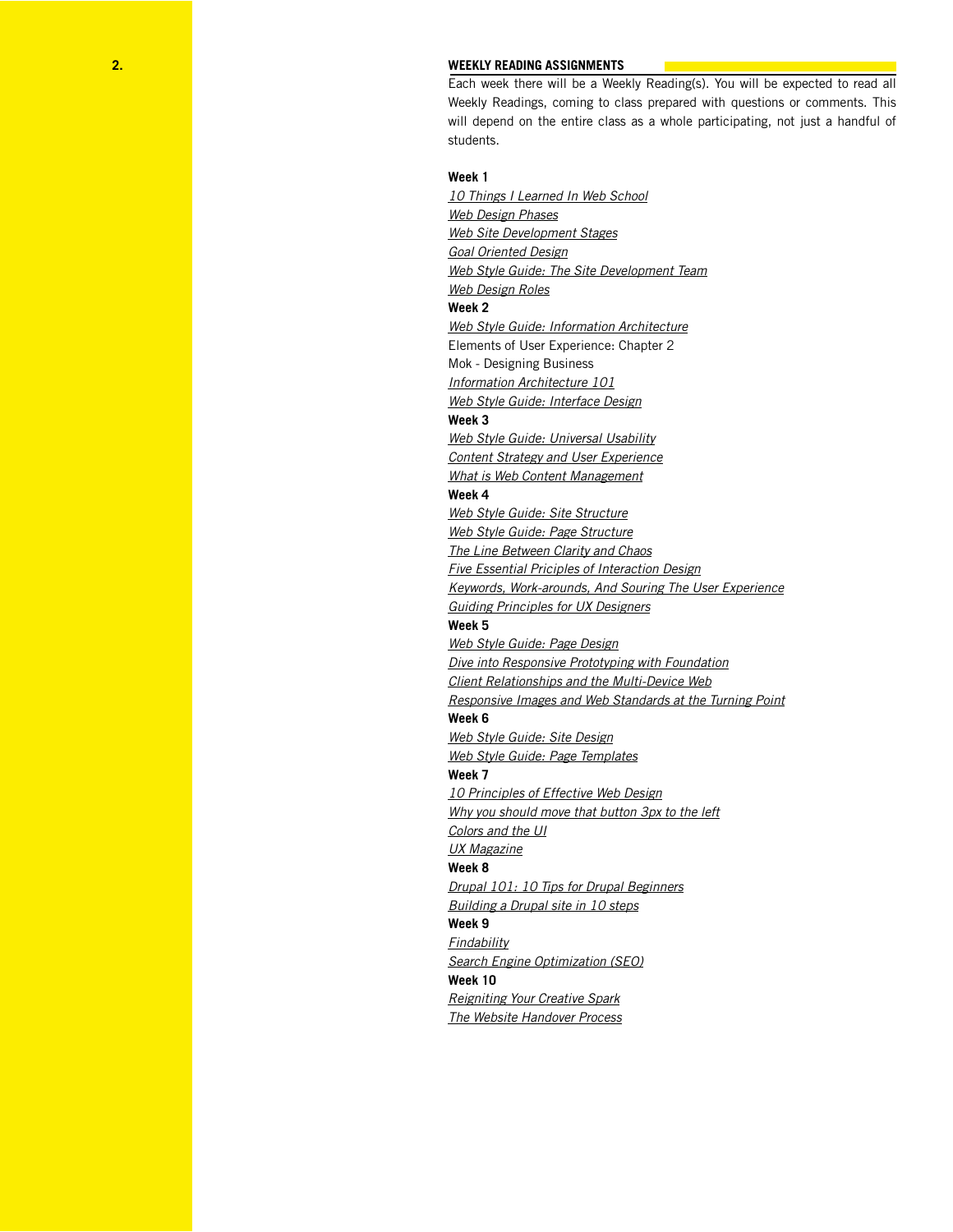## WEEKLY READING ASSIGNMENTS

Each week there will be a Weekly Reading(s). You will be expected to read all Weekly Readings, coming to class prepared with questions or comments. This will depend on the entire class as a whole participating, not just a handful of students.

**Week 1**

*10 Things I Learned In Web School*
*Web Design Phases*
*Web Site Development Stages*
*Goal Oriented Design*
*Web Style Guide: The Site Development Team*
*Web Design Roles*

**Week 2**

*Web Style Guide: Information Architecture*
Elements of User Experience: Chapter 2
Mok - Designing Business
*Information Architecture 101*
*Web Style Guide: Interface Design*

**Week 3**

*Web Style Guide: Universal Usability*
*Content Strategy and User Experience*
*What is Web Content Management*

**Week 4**

*Web Style Guide: Site Structure*
*Web Style Guide: Page Structure*
*The Line Between Clarity and Chaos*
*Five Essential Priciples of Interaction Design*
*Keywords, Work-arounds, And Souring The User Experience*
*Guiding Principles for UX Designers*

**Week 5**

*Web Style Guide: Page Design*
*Dive into Responsive Prototyping with Foundation*
*Client Relationships and the Multi-Device Web*
*Responsive Images and Web Standards at the Turning Point*

**Week 6**

*Web Style Guide: Site Design*
*Web Style Guide: Page Templates*

**Week 7**

*10 Principles of Effective Web Design*
*Why you should move that button 3px to the left*
*Colors and the UI*
*UX Magazine*

**Week 8**

*Drupal 101: 10 Tips for Drupal Beginners*
*Building a Drupal site in 10 steps*

**Week 9**

*Findability*
*Search Engine Optimization (SEO)*

**Week 10**

*Reigniting Your Creative Spark*
*The Website Handover Process*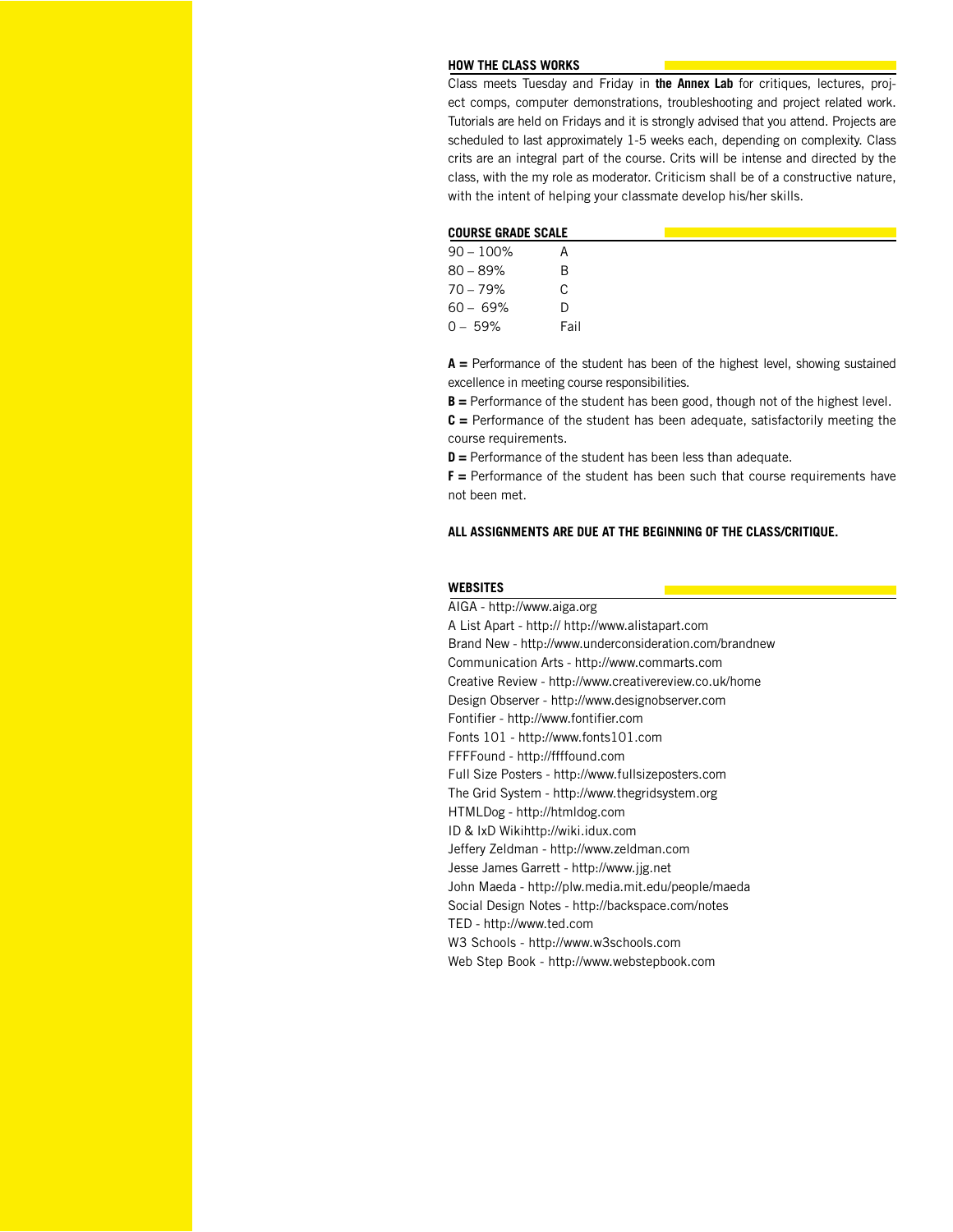## HOW THE CLASS WORKS

Class meets Tuesday and Friday in **the Annex Lab** for critiques, lectures, project comps, computer demonstrations, troubleshooting and project related work. Tutorials are held on Fridays and it is strongly advised that you attend. Projects are scheduled to last approximately 1-5 weeks each, depending on complexity. Class crits are an integral part of the course. Crits will be intense and directed by the class, with the my role as moderator. Criticism shall be of a constructive nature, with the intent of helping your classmate develop his/her skills.

## COURSE GRADE SCALE

| | |
|---|---|
| 90 – 100% | A |
| 80 – 89% | B |
| 70 – 79% | C |
| 60 – 69% | D |
| 0 – 59% | Fail |

**A =** Performance of the student has been of the highest level, showing sustained excellence in meeting course responsibilities.

**B =** Performance of the student has been good, though not of the highest level.

**C =** Performance of the student has been adequate, satisfactorily meeting the course requirements.

**D =** Performance of the student has been less than adequate.

**F =** Performance of the student has been such that course requirements have not been met.

**ALL ASSIGNMENTS ARE DUE AT THE BEGINNING OF THE CLASS/CRITIQUE.**

## WEBSITES

AIGA - http://www.aiga.org
A List Apart - http:// http://www.alistapart.com
Brand New - http://www.underconsideration.com/brandnew
Communication Arts - http://www.commarts.com
Creative Review - http://www.creativereview.co.uk/home
Design Observer - http://www.designobserver.com
Fontifier - http://www.fontifier.com
Fonts 101 - http://www.fonts101.com
FFFFound - http://ffffound.com
Full Size Posters - http://www.fullsizeposters.com
The Grid System - http://www.thegridsystem.org
HTMLDog - http://htmldog.com
ID & IxD Wikihttp://wiki.idux.com
Jeffery Zeldman - http://www.zeldman.com
Jesse James Garrett - http://www.jjg.net
John Maeda - http://plw.media.mit.edu/people/maeda
Social Design Notes - http://backspace.com/notes
TED - http://www.ted.com
W3 Schools - http://www.w3schools.com
Web Step Book - http://www.webstepbook.com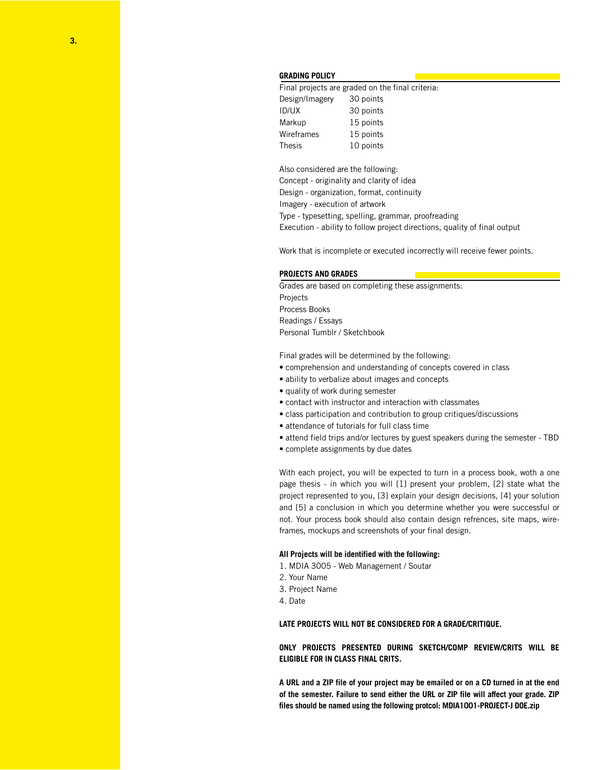## GRADING POLICY

Final projects are graded on the final criteria:

| | |
|---|---|
| Design/Imagery | 30 points |
| ID/UX | 30 points |
| Markup | 15 points |
| Wireframes | 15 points |
| Thesis | 10 points |

Also considered are the following:
Concept - originality and clarity of idea
Design - organization, format, continuity
Imagery - execution of artwork
Type - typesetting, spelling, grammar, proofreading
Execution - ability to follow project directions, quality of final output

Work that is incomplete or executed incorrectly will receive fewer points.

## PROJECTS AND GRADES

Grades are based on completing these assignments:
Projects
Process Books
Readings / Essays
Personal Tumblr / Sketchbook

Final grades will be determined by the following:

- comprehension and understanding of concepts covered in class
- ability to verbalize about images and concepts
- quality of work during semester
- contact with instructor and interaction with classmates
- class participation and contribution to group critiques/discussions
- attendance of tutorials for full class time
- attend field trips and/or lectures by guest speakers during the semester - TBD
- complete assignments by due dates

With each project, you will be expected to turn in a process book, woth a one page thesis - in which you will [1] present your problem, [2] state what the project represented to you, [3] explain your design decisions, [4] your solution and [5] a conclusion in which you determine whether you were successful or not. Your process book should also contain design refrences, site maps, wire-frames, mockups and screenshots of your final design.

**All Projects will be identified with the following:**

1. MDIA 3005 - Web Management / Soutar
2. Your Name
3. Project Name
4. Date

**LATE PROJECTS WILL NOT BE CONSIDERED FOR A GRADE/CRITIQUE.**

**ONLY PROJECTS PRESENTED DURING SKETCH/COMP REVIEW/CRITS WILL BE ELIGIBLE FOR IN CLASS FINAL CRITS.**

**A URL and a ZIP file of your project may be emailed or on a CD turned in at the end of the semester. Failure to send either the URL or ZIP file will affect your grade. ZIP files should be named using the following protcol: MDIA1001-PROJECT-J DOE.zip**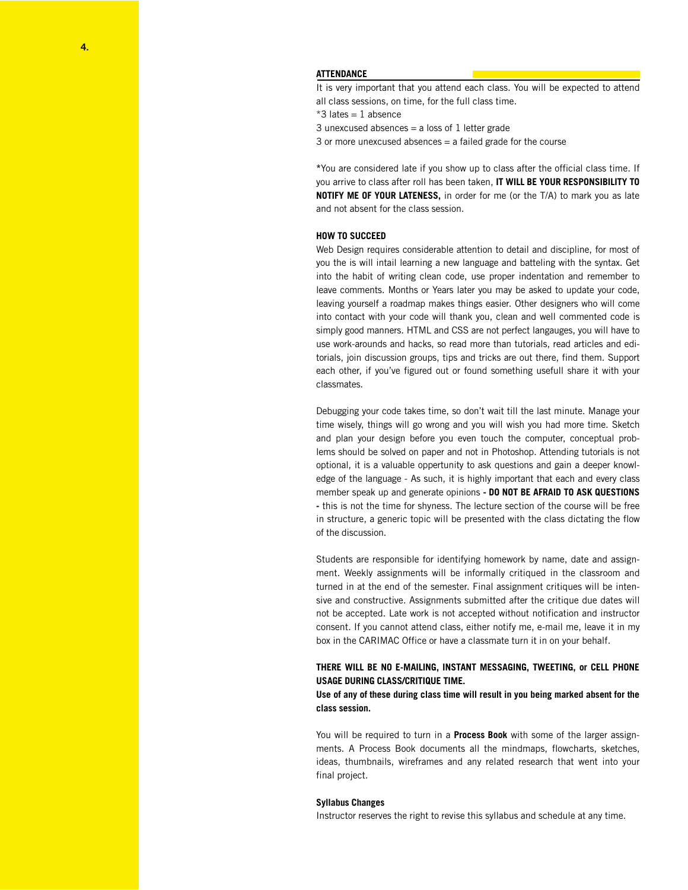## ATTENDANCE

It is very important that you attend each class. You will be expected to attend all class sessions, on time, for the full class time.

*3 lates = 1 absence

3 unexcused absences = a loss of 1 letter grade

3 or more unexcused absences = a failed grade for the course

*You are considered late if you show up to class after the official class time. If you arrive to class after roll has been taken, **IT WILL BE YOUR RESPONSIBILITY TO NOTIFY ME OF YOUR LATENESS,** in order for me (or the T/A) to mark you as late and not absent for the class session.

## HOW TO SUCCEED

Web Design requires considerable attention to detail and discipline, for most of you the is will intail learning a new language and batteling with the syntax. Get into the habit of writing clean code, use proper indentation and remember to leave comments. Months or Years later you may be asked to update your code, leaving yourself a roadmap makes things easier. Other designers who will come into contact with your code will thank you, clean and well commented code is simply good manners. HTML and CSS are not perfect langauges, you will have to use work-arounds and hacks, so read more than tutorials, read articles and editorials, join discussion groups, tips and tricks are out there, find them. Support each other, if you've figured out or found something usefull share it with your classmates.

Debugging your code takes time, so don't wait till the last minute. Manage your time wisely, things will go wrong and you will wish you had more time. Sketch and plan your design before you even touch the computer, conceptual problems should be solved on paper and not in Photoshop. Attending tutorials is not optional, it is a valuable opertunity to ask questions and gain a deeper knowledge of the language - As such, it is highly important that each and every class member speak up and generate opinions **- DO NOT BE AFRAID TO ASK QUESTIONS -** this is not the time for shyness. The lecture section of the course will be free in structure, a generic topic will be presented with the class dictating the flow of the discussion.

Students are responsible for identifying homework by name, date and assignment. Weekly assignments will be informally critiqued in the classroom and turned in at the end of the semester. Final assignment critiques will be intensive and constructive. Assignments submitted after the critique due dates will not be accepted. Late work is not accepted without notification and instructor consent. If you cannot attend class, either notify me, e-mail me, leave it in my box in the CARIMAC Office or have a classmate turn it in on your behalf.

**THERE WILL BE NO E-MAILING, INSTANT MESSAGING, TWEETING, or CELL PHONE USAGE DURING CLASS/CRITIQUE TIME.**

**Use of any of these during class time will result in you being marked absent for the class session.**

You will be required to turn in a **Process Book** with some of the larger assignments. A Process Book documents all the mindmaps, flowcharts, sketches, ideas, thumbnails, wireframes and any related research that went into your final project.

### Syllabus Changes

Instructor reserves the right to revise this syllabus and schedule at any time.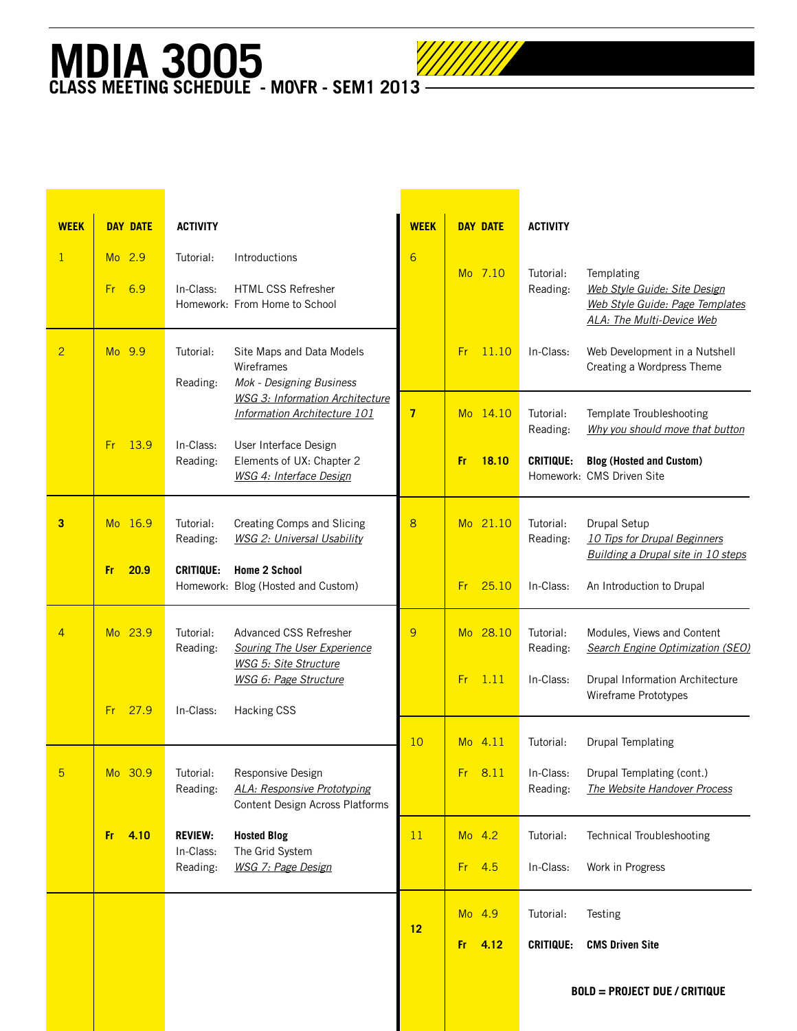# MDIA 3005

## CLASS MEETING SCHEDULE - MO\FR - SEM1 2013

| WEEK | DAY | DATE | ACTIVITY | |
|---|---|---|---|---|
| 1 | Mo | 2.9 | Tutorial: | Introductions |
| | Fr | 6.9 | In-Class: | HTML CSS Refresher |
| | | | Homework: | From Home to School |
| 2 | Mo | 9.9 | Tutorial: | Site Maps and Data Models<br>Wireframes |
| | | | Reading: | *Mok - Designing Business*<br>*WSG 3: Information Architecture*<br>*Information Architecture 101* |
| | Fr | 13.9 | In-Class: | User Interface Design |
| | | | Reading: | Elements of UX: Chapter 2<br>*WSG 4: Interface Design* |
| **3** | Mo | 16.9 | Tutorial: | Creating Comps and Slicing |
| | | | Reading: | *WSG 2: Universal Usability* |
| | **Fr** | **20.9** | **CRITIQUE:** | **Home 2 School** |
| | | | Homework: | Blog (Hosted and Custom) |
| 4 | Mo | 23.9 | Tutorial: | Advanced CSS Refresher |
| | | | Reading: | *Souring The User Experience*<br>*WSG 5: Site Structure*<br>*WSG 6: Page Structure* |
| | Fr | 27.9 | In-Class: | Hacking CSS |
| 5 | Mo | 30.9 | Tutorial: | Responsive Design |
| | | | Reading: | *ALA: Responsive Prototyping*<br>Content Design Across Platforms |
| | **Fr** | **4.10** | **REVIEW:** | **Hosted Blog** |
| | | | In-Class: | The Grid System |
| | | | Reading: | *WSG 7: Page Design* |
| 6 | Mo | 7.10 | Tutorial: | Templating |
| | | | Reading: | *Web Style Guide: Site Design*<br>*Web Style Guide: Page Templates*<br>*ALA: The Multi-Device Web* |
| | Fr | 11.10 | In-Class: | Web Development in a Nutshell<br>Creating a Wordpress Theme |
| **7** | Mo | 14.10 | Tutorial: | Template Troubleshooting |
| | | | Reading: | *Why you should move that button* |
| | **Fr** | **18.10** | **CRITIQUE:** | **Blog (Hosted and Custom)** |
| | | | Homework: | CMS Driven Site |
| 8 | Mo | 21.10 | Tutorial: | Drupal Setup |
| | | | Reading: | *10 Tips for Drupal Beginners*<br>*Building a Drupal site in 10 steps* |
| | Fr | 25.10 | In-Class: | An Introduction to Drupal |
| 9 | Mo | 28.10 | Tutorial: | Modules, Views and Content |
| | | | Reading: | *Search Engine Optimization (SEO)* |
| | Fr | 1.11 | In-Class: | Drupal Information Architecture<br>Wireframe Prototypes |
| 10 | Mo | 4.11 | Tutorial: | Drupal Templating |
| | Fr | 8.11 | In-Class: | Drupal Templating (cont.) |
| | | | Reading: | *The Website Handover Process* |
| 11 | Mo | 4.2 | Tutorial: | Technical Troubleshooting |
| | Fr | 4.5 | In-Class: | Work in Progress |
| **12** | Mo | 4.9 | Tutorial: | Testing |
| | **Fr** | **4.12** | **CRITIQUE:** | **CMS Driven Site** |

**BOLD = PROJECT DUE / CRITIQUE**